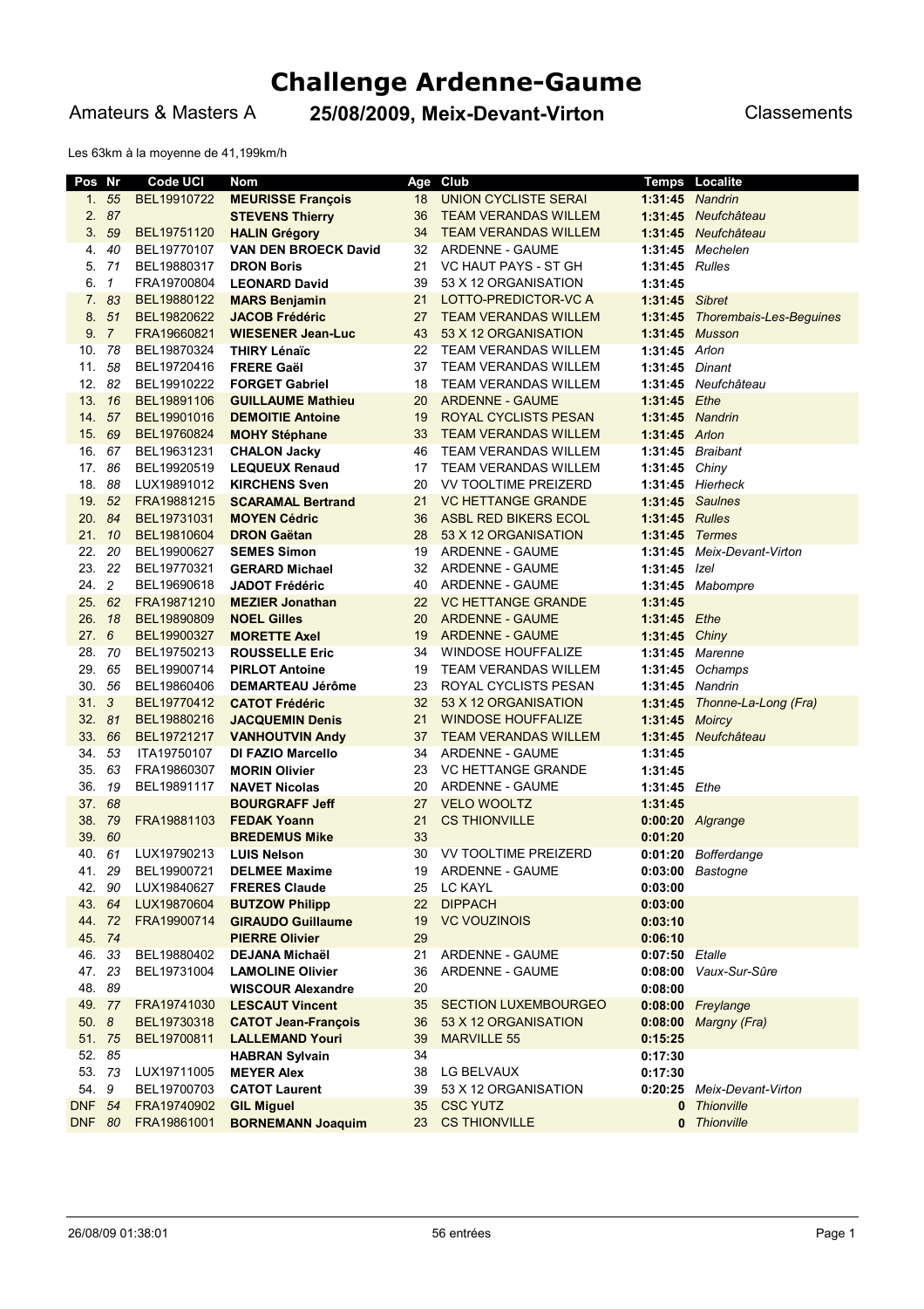# Challenge Ardenne-Gaume

Amateurs & Masters A **25/08/2009, Meix-Devant-Virton** Classements

Les 63km à la moyenne de 41,199km/h

| Pos | Nr | Code UCI | Nom | Age | Club | Temps | Localite |
|---|---|---|---|---|---|---|---|
| 1. | 55 | BEL19910722 | **MEURISSE François** | 18 | UNION CYCLISTE SERAI | **1:31:45** | *Nandrin* |
| 2. | 87 | | **STEVENS Thierry** | 36 | TEAM VERANDAS WILLEM | **1:31:45** | *Neufchâteau* |
| 3. | 59 | BEL19751120 | **HALIN Grégory** | 34 | TEAM VERANDAS WILLEM | **1:31:45** | *Neufchâteau* |
| 4. | 40 | BEL19770107 | **VAN DEN BROECK David** | 32 | ARDENNE - GAUME | **1:31:45** | *Mechelen* |
| 5. | 71 | BEL19880317 | **DRON Boris** | 21 | VC HAUT PAYS - ST GH | **1:31:45** | *Rulles* |
| 6. | 1 | FRA19700804 | **LEONARD David** | 39 | 53 X 12 ORGANISATION | **1:31:45** | |
| 7. | 83 | BEL19880122 | **MARS Benjamin** | 21 | LOTTO-PREDICTOR-VC A | **1:31:45** | *Sibret* |
| 8. | 51 | BEL19820622 | **JACOB Frédéric** | 27 | TEAM VERANDAS WILLEM | **1:31:45** | *Thorembais-Les-Beguines* |
| 9. | 7 | FRA19660821 | **WIESENER Jean-Luc** | 43 | 53 X 12 ORGANISATION | **1:31:45** | *Musson* |
| 10. | 78 | BEL19870324 | **THIRY Lénaïc** | 22 | TEAM VERANDAS WILLEM | **1:31:45** | *Arlon* |
| 11. | 58 | BEL19720416 | **FRERE Gaël** | 37 | TEAM VERANDAS WILLEM | **1:31:45** | *Dinant* |
| 12. | 82 | BEL19910222 | **FORGET Gabriel** | 18 | TEAM VERANDAS WILLEM | **1:31:45** | *Neufchâteau* |
| 13. | 16 | BEL19891106 | **GUILLAUME Mathieu** | 20 | ARDENNE - GAUME | **1:31:45** | *Ethe* |
| 14. | 57 | BEL19901016 | **DEMOITIE Antoine** | 19 | ROYAL CYCLISTS PESAN | **1:31:45** | *Nandrin* |
| 15. | 69 | BEL19760824 | **MOHY Stéphane** | 33 | TEAM VERANDAS WILLEM | **1:31:45** | *Arlon* |
| 16. | 67 | BEL19631231 | **CHALON Jacky** | 46 | TEAM VERANDAS WILLEM | **1:31:45** | *Braibant* |
| 17. | 86 | BEL19920519 | **LEQUEUX Renaud** | 17 | TEAM VERANDAS WILLEM | **1:31:45** | *Chiny* |
| 18. | 88 | LUX19891012 | **KIRCHENS Sven** | 20 | VV TOOLTIME PREIZERD | **1:31:45** | *Hierheck* |
| 19. | 52 | FRA19881215 | **SCARAMAL Bertrand** | 21 | VC HETTANGE GRANDE | **1:31:45** | *Saulnes* |
| 20. | 84 | BEL19731031 | **MOYEN Cédric** | 36 | ASBL RED BIKERS ECOL | **1:31:45** | *Rulles* |
| 21. | 10 | BEL19810604 | **DRON Gaëtan** | 28 | 53 X 12 ORGANISATION | **1:31:45** | *Termes* |
| 22. | 20 | BEL19900627 | **SEMES Simon** | 19 | ARDENNE - GAUME | **1:31:45** | *Meix-Devant-Virton* |
| 23. | 22 | BEL19770321 | **GERARD Michael** | 32 | ARDENNE - GAUME | **1:31:45** | *Izel* |
| 24. | 2 | BEL19690618 | **JADOT Frédéric** | 40 | ARDENNE - GAUME | **1:31:45** | *Mabompre* |
| 25. | 62 | FRA19871210 | **MEZIER Jonathan** | 22 | VC HETTANGE GRANDE | **1:31:45** | |
| 26. | 18 | BEL19890809 | **NOEL Gilles** | 20 | ARDENNE - GAUME | **1:31:45** | *Ethe* |
| 27. | 6 | BEL19900327 | **MORETTE Axel** | 19 | ARDENNE - GAUME | **1:31:45** | *Chiny* |
| 28. | 70 | BEL19750213 | **ROUSSELLE Eric** | 34 | WINDOSE HOUFFALIZE | **1:31:45** | *Marenne* |
| 29. | 65 | BEL19900714 | **PIRLOT Antoine** | 19 | TEAM VERANDAS WILLEM | **1:31:45** | *Ochamps* |
| 30. | 56 | BEL19860406 | **DEMARTEAU Jérôme** | 23 | ROYAL CYCLISTS PESAN | **1:31:45** | *Nandrin* |
| 31. | 3 | BEL19770412 | **CATOT Frédéric** | 32 | 53 X 12 ORGANISATION | **1:31:45** | *Thonne-La-Long (Fra)* |
| 32. | 81 | BEL19880216 | **JACQUEMIN Denis** | 21 | WINDOSE HOUFFALIZE | **1:31:45** | *Moircy* |
| 33. | 66 | BEL19721217 | **VANHOUTVIN Andy** | 37 | TEAM VERANDAS WILLEM | **1:31:45** | *Neufchâteau* |
| 34. | 53 | ITA19750107 | **DI FAZIO Marcello** | 34 | ARDENNE - GAUME | **1:31:45** | |
| 35. | 63 | FRA19860307 | **MORIN Olivier** | 23 | VC HETTANGE GRANDE | **1:31:45** | |
| 36. | 19 | BEL19891117 | **NAVET Nicolas** | 20 | ARDENNE - GAUME | **1:31:45** | *Ethe* |
| 37. | 68 | | **BOURGRAFF Jeff** | 27 | VELO WOOLTZ | **1:31:45** | |
| 38. | 79 | FRA19881103 | **FEDAK Yoann** | 21 | CS THIONVILLE | **0:00:20** | *Algrange* |
| 39. | 60 | | **BREDEMUS Mike** | 33 | | **0:01:20** | |
| 40. | 61 | LUX19790213 | **LUIS Nelson** | 30 | VV TOOLTIME PREIZERD | **0:01:20** | *Bofferdange* |
| 41. | 29 | BEL19900721 | **DELMEE Maxime** | 19 | ARDENNE - GAUME | **0:03:00** | *Bastogne* |
| 42. | 90 | LUX19840627 | **FRERES Claude** | 25 | LC KAYL | **0:03:00** | |
| 43. | 64 | LUX19870604 | **BUTZOW Philipp** | 22 | DIPPACH | **0:03:00** | |
| 44. | 72 | FRA19900714 | **GIRAUDO Guillaume** | 19 | VC VOUZINOIS | **0:03:10** | |
| 45. | 74 | | **PIERRE Olivier** | 29 | | **0:06:10** | |
| 46. | 33 | BEL19880402 | **DEJANA Michaël** | 21 | ARDENNE - GAUME | **0:07:50** | *Etalle* |
| 47. | 23 | BEL19731004 | **LAMOLINE Olivier** | 36 | ARDENNE - GAUME | **0:08:00** | *Vaux-Sur-Sûre* |
| 48. | 89 | | **WISCOUR Alexandre** | 20 | | **0:08:00** | |
| 49. | 77 | FRA19741030 | **LESCAUT Vincent** | 35 | SECTION LUXEMBOURGEO | **0:08:00** | *Freylange* |
| 50. | 8 | BEL19730318 | **CATOT Jean-François** | 36 | 53 X 12 ORGANISATION | **0:08:00** | *Margny (Fra)* |
| 51. | 75 | BEL19700811 | **LALLEMAND Youri** | 39 | MARVILLE 55 | **0:15:25** | |
| 52. | 85 | | **HABRAN Sylvain** | 34 | | **0:17:30** | |
| 53. | 73 | LUX19711005 | **MEYER Alex** | 38 | LG BELVAUX | **0:17:30** | |
| 54. | 9 | BEL19700703 | **CATOT Laurent** | 39 | 53 X 12 ORGANISATION | **0:20:25** | *Meix-Devant-Virton* |
| DNF | 54 | FRA19740902 | **GIL Miguel** | 35 | CSC YUTZ | **0** | *Thionville* |
| DNF | 80 | FRA19861001 | **BORNEMANN Joaquim** | 23 | CS THIONVILLE | **0** | *Thionville* |

26/08/09 01:38:01 56 entrées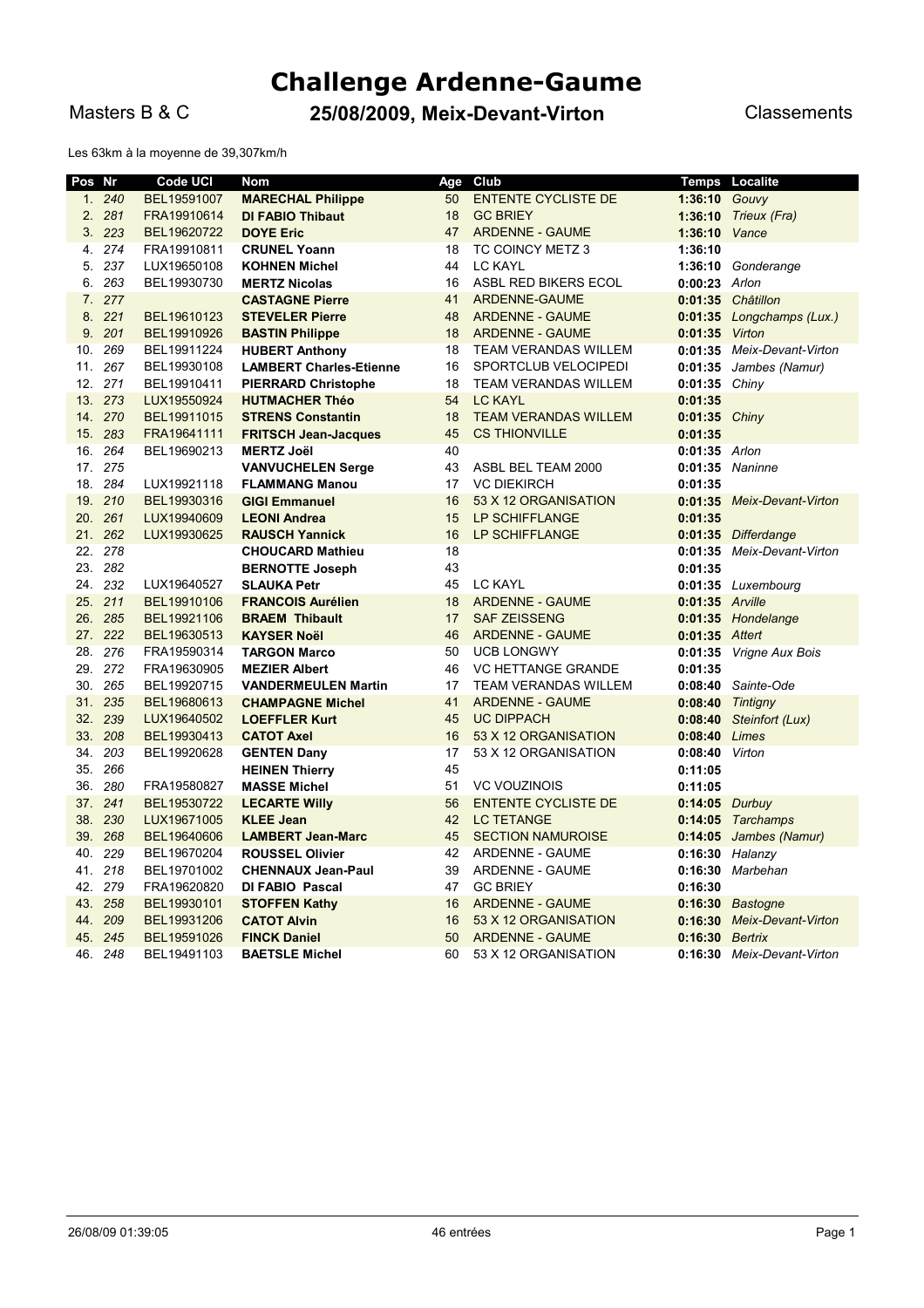# Challenge Ardenne-Gaume

Masters B & C **25/08/2009, Meix-Devant-Virton** Classements

Les 63km à la moyenne de 39,307km/h

| Pos | Nr | Code UCI | Nom | Age | Club | Temps | Localite |
|---|---|---|---|---|---|---|---|
| 1. | 240 | BEL19591007 | **MARECHAL Philippe** | 50 | ENTENTE CYCLISTE DE | **1:36:10** | *Gouvy* |
| 2. | 281 | FRA19910614 | **DI FABIO Thibaut** | 18 | GC BRIEY | **1:36:10** | *Trieux (Fra)* |
| 3. | 223 | BEL19620722 | **DOYE Eric** | 47 | ARDENNE - GAUME | **1:36:10** | *Vance* |
| 4. | 274 | FRA19910811 | **CRUNEL Yoann** | 18 | TC COINCY METZ 3 | **1:36:10** | |
| 5. | 237 | LUX19650108 | **KOHNEN Michel** | 44 | LC KAYL | **1:36:10** | *Gonderange* |
| 6. | 263 | BEL19930730 | **MERTZ Nicolas** | 16 | ASBL RED BIKERS ECOL | **0:00:23** | *Arlon* |
| 7. | 277 | | **CASTAGNE Pierre** | 41 | ARDENNE-GAUME | **0:01:35** | *Châtillon* |
| 8. | 221 | BEL19610123 | **STEVELER Pierre** | 48 | ARDENNE - GAUME | **0:01:35** | *Longchamps (Lux.)* |
| 9. | 201 | BEL19910926 | **BASTIN Philippe** | 18 | ARDENNE - GAUME | **0:01:35** | *Virton* |
| 10. | 269 | BEL19911224 | **HUBERT Anthony** | 18 | TEAM VERANDAS WILLEM | **0:01:35** | *Meix-Devant-Virton* |
| 11. | 267 | BEL19930108 | **LAMBERT Charles-Etienne** | 16 | SPORTCLUB VELOCIPEDI | **0:01:35** | *Jambes (Namur)* |
| 12. | 271 | BEL19910411 | **PIERRARD Christophe** | 18 | TEAM VERANDAS WILLEM | **0:01:35** | *Chiny* |
| 13. | 273 | LUX19550924 | **HUTMACHER Théo** | 54 | LC KAYL | **0:01:35** | |
| 14. | 270 | BEL19911015 | **STRENS Constantin** | 18 | TEAM VERANDAS WILLEM | **0:01:35** | *Chiny* |
| 15. | 283 | FRA19641111 | **FRITSCH Jean-Jacques** | 45 | CS THIONVILLE | **0:01:35** | |
| 16. | 264 | BEL19690213 | **MERTZ Joël** | 40 | | **0:01:35** | *Arlon* |
| 17. | 275 | | **VANVUCHELEN Serge** | 43 | ASBL BEL TEAM 2000 | **0:01:35** | *Naninne* |
| 18. | 284 | LUX19921118 | **FLAMMANG Manou** | 17 | VC DIEKIRCH | **0:01:35** | |
| 19. | 210 | BEL19930316 | **GIGI Emmanuel** | 16 | 53 X 12 ORGANISATION | **0:01:35** | *Meix-Devant-Virton* |
| 20. | 261 | LUX19940609 | **LEONI Andrea** | 15 | LP SCHIFFLANGE | **0:01:35** | |
| 21. | 262 | LUX19930625 | **RAUSCH Yannick** | 16 | LP SCHIFFLANGE | **0:01:35** | *Differdange* |
| 22. | 278 | | **CHOUCARD Mathieu** | 18 | | **0:01:35** | *Meix-Devant-Virton* |
| 23. | 282 | | **BERNOTTE Joseph** | 43 | | **0:01:35** | |
| 24. | 232 | LUX19640527 | **SLAUKA Petr** | 45 | LC KAYL | **0:01:35** | *Luxembourg* |
| 25. | 211 | BEL19910106 | **FRANCOIS Aurélien** | 18 | ARDENNE - GAUME | **0:01:35** | *Arville* |
| 26. | 285 | BEL19921106 | **BRAEM Thibault** | 17 | SAF ZEISSENG | **0:01:35** | *Hondelange* |
| 27. | 222 | BEL19630513 | **KAYSER Noël** | 46 | ARDENNE - GAUME | **0:01:35** | *Attert* |
| 28. | 276 | FRA19590314 | **TARGON Marco** | 50 | UCB LONGWY | **0:01:35** | *Vrigne Aux Bois* |
| 29. | 272 | FRA19630905 | **MEZIER Albert** | 46 | VC HETTANGE GRANDE | **0:01:35** | |
| 30. | 265 | BEL19920715 | **VANDERMEULEN Martin** | 17 | TEAM VERANDAS WILLEM | **0:08:40** | *Sainte-Ode* |
| 31. | 235 | BEL19680613 | **CHAMPAGNE Michel** | 41 | ARDENNE - GAUME | **0:08:40** | *Tintigny* |
| 32. | 239 | LUX19640502 | **LOEFFLER Kurt** | 45 | UC DIPPACH | **0:08:40** | *Steinfort (Lux)* |
| 33. | 208 | BEL19930413 | **CATOT Axel** | 16 | 53 X 12 ORGANISATION | **0:08:40** | *Limes* |
| 34. | 203 | BEL19920628 | **GENTEN Dany** | 17 | 53 X 12 ORGANISATION | **0:08:40** | *Virton* |
| 35. | 266 | | **HEINEN Thierry** | 45 | | **0:11:05** | |
| 36. | 280 | FRA19580827 | **MASSE Michel** | 51 | VC VOUZINOIS | **0:11:05** | |
| 37. | 241 | BEL19530722 | **LECARTE Willy** | 56 | ENTENTE CYCLISTE DE | **0:14:05** | *Durbuy* |
| 38. | 230 | LUX19671005 | **KLEE Jean** | 42 | LC TETANGE | **0:14:05** | *Tarchamps* |
| 39. | 268 | BEL19640606 | **LAMBERT Jean-Marc** | 45 | SECTION NAMUROISE | **0:14:05** | *Jambes (Namur)* |
| 40. | 229 | BEL19670204 | **ROUSSEL Olivier** | 42 | ARDENNE - GAUME | **0:16:30** | *Halanzy* |
| 41. | 218 | BEL19701002 | **CHENNAUX Jean-Paul** | 39 | ARDENNE - GAUME | **0:16:30** | *Marbehan* |
| 42. | 279 | FRA19620820 | **DI FABIO Pascal** | 47 | GC BRIEY | **0:16:30** | |
| 43. | 258 | BEL19930101 | **STOFFEN Kathy** | 16 | ARDENNE - GAUME | **0:16:30** | *Bastogne* |
| 44. | 209 | BEL19931206 | **CATOT Alvin** | 16 | 53 X 12 ORGANISATION | **0:16:30** | *Meix-Devant-Virton* |
| 45. | 245 | BEL19591026 | **FINCK Daniel** | 50 | ARDENNE - GAUME | **0:16:30** | *Bertrix* |
| 46. | 248 | BEL19491103 | **BAETSLE Michel** | 60 | 53 X 12 ORGANISATION | **0:16:30** | *Meix-Devant-Virton* |

26/08/09 01:39:05 46 entrées